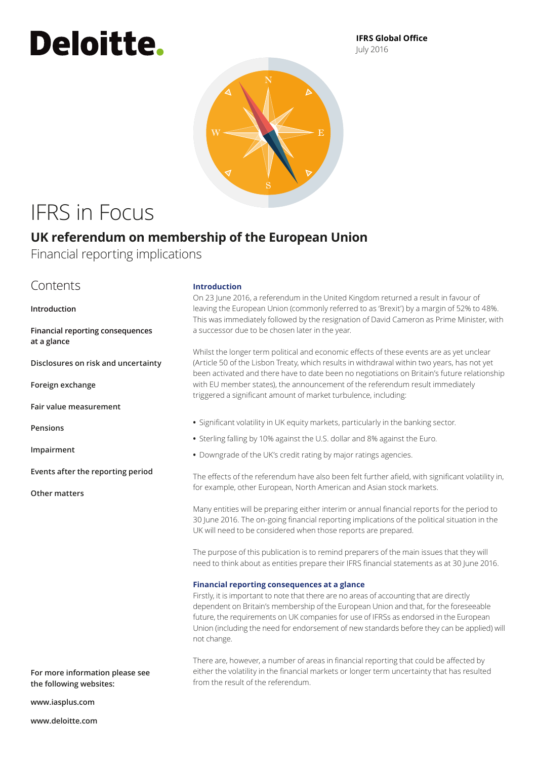Deloitte.

**IFRS Global Office**
July 2016

# IFRS in Focus

## UK referendum on membership of the European Union

Financial reporting implications

## Contents

**Introduction**

**Financial reporting consequences at a glance**

**Disclosures on risk and uncertainty**

**Foreign exchange**

**Fair value measurement**

**Pensions**

**Impairment**

**Events after the reporting period**

**Other matters**

**For more information please see the following websites:**

**www.iasplus.com**

**www.deloitte.com**

### Introduction

On 23 June 2016, a referendum in the United Kingdom returned a result in favour of leaving the European Union (commonly referred to as 'Brexit') by a margin of 52% to 48%. This was immediately followed by the resignation of David Cameron as Prime Minister, with a successor due to be chosen later in the year.

Whilst the longer term political and economic effects of these events are as yet unclear (Article 50 of the Lisbon Treaty, which results in withdrawal within two years, has not yet been activated and there have to date been no negotiations on Britain's future relationship with EU member states), the announcement of the referendum result immediately triggered a significant amount of market turbulence, including:

- Significant volatility in UK equity markets, particularly in the banking sector.
- Sterling falling by 10% against the U.S. dollar and 8% against the Euro.
- Downgrade of the UK's credit rating by major ratings agencies.

The effects of the referendum have also been felt further afield, with significant volatility in, for example, other European, North American and Asian stock markets.

Many entities will be preparing either interim or annual financial reports for the period to 30 June 2016. The on-going financial reporting implications of the political situation in the UK will need to be considered when those reports are prepared.

The purpose of this publication is to remind preparers of the main issues that they will need to think about as entities prepare their IFRS financial statements as at 30 June 2016.

### Financial reporting consequences at a glance

Firstly, it is important to note that there are no areas of accounting that are directly dependent on Britain's membership of the European Union and that, for the foreseeable future, the requirements on UK companies for use of IFRSs as endorsed in the European Union (including the need for endorsement of new standards before they can be applied) will not change.

There are, however, a number of areas in financial reporting that could be affected by either the volatility in the financial markets or longer term uncertainty that has resulted from the result of the referendum.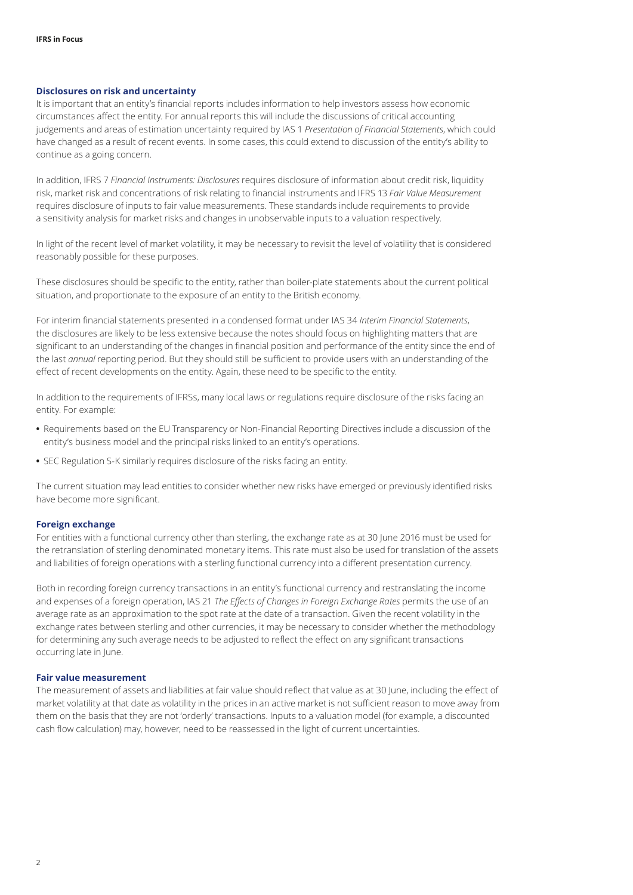## Disclosures on risk and uncertainty

It is important that an entity's financial reports includes information to help investors assess how economic circumstances affect the entity. For annual reports this will include the discussions of critical accounting judgements and areas of estimation uncertainty required by IAS 1 *Presentation of Financial Statements*, which could have changed as a result of recent events. In some cases, this could extend to discussion of the entity's ability to continue as a going concern.

In addition, IFRS 7 *Financial Instruments: Disclosures* requires disclosure of information about credit risk, liquidity risk, market risk and concentrations of risk relating to financial instruments and IFRS 13 *Fair Value Measurement* requires disclosure of inputs to fair value measurements. These standards include requirements to provide a sensitivity analysis for market risks and changes in unobservable inputs to a valuation respectively.

In light of the recent level of market volatility, it may be necessary to revisit the level of volatility that is considered reasonably possible for these purposes.

These disclosures should be specific to the entity, rather than boiler-plate statements about the current political situation, and proportionate to the exposure of an entity to the British economy.

For interim financial statements presented in a condensed format under IAS 34 *Interim Financial Statements*, the disclosures are likely to be less extensive because the notes should focus on highlighting matters that are significant to an understanding of the changes in financial position and performance of the entity since the end of the last *annual* reporting period. But they should still be sufficient to provide users with an understanding of the effect of recent developments on the entity. Again, these need to be specific to the entity.

In addition to the requirements of IFRSs, many local laws or regulations require disclosure of the risks facing an entity. For example:

- Requirements based on the EU Transparency or Non-Financial Reporting Directives include a discussion of the entity's business model and the principal risks linked to an entity's operations.
- SEC Regulation S-K similarly requires disclosure of the risks facing an entity.

The current situation may lead entities to consider whether new risks have emerged or previously identified risks have become more significant.

## Foreign exchange

For entities with a functional currency other than sterling, the exchange rate as at 30 June 2016 must be used for the retranslation of sterling denominated monetary items. This rate must also be used for translation of the assets and liabilities of foreign operations with a sterling functional currency into a different presentation currency.

Both in recording foreign currency transactions in an entity's functional currency and restranslating the income and expenses of a foreign operation, IAS 21 *The Effects of Changes in Foreign Exchange Rates* permits the use of an average rate as an approximation to the spot rate at the date of a transaction. Given the recent volatility in the exchange rates between sterling and other currencies, it may be necessary to consider whether the methodology for determining any such average needs to be adjusted to reflect the effect on any significant transactions occurring late in June.

## Fair value measurement

The measurement of assets and liabilities at fair value should reflect that value as at 30 June, including the effect of market volatility at that date as volatility in the prices in an active market is not sufficient reason to move away from them on the basis that they are not 'orderly' transactions. Inputs to a valuation model (for example, a discounted cash flow calculation) may, however, need to be reassessed in the light of current uncertainties.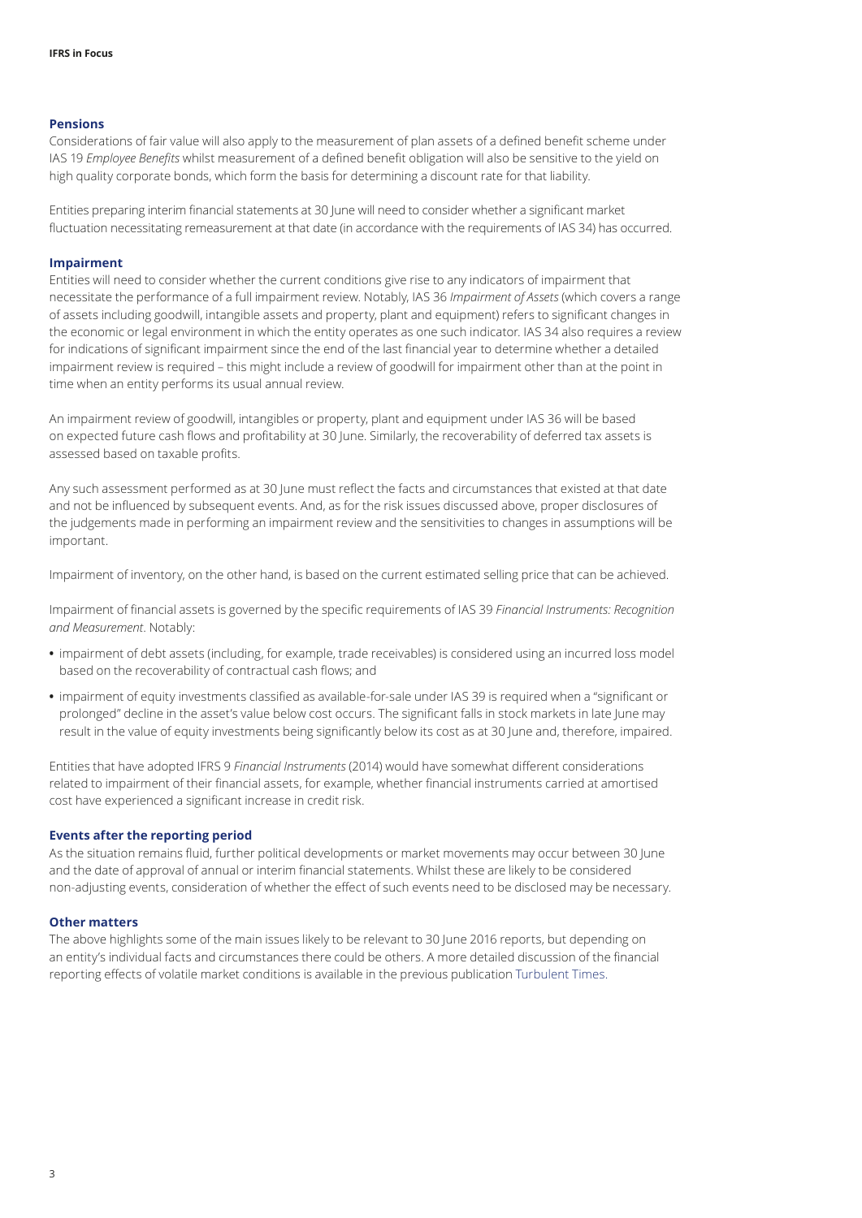### Pensions

Considerations of fair value will also apply to the measurement of plan assets of a defined benefit scheme under IAS 19 *Employee Benefits* whilst measurement of a defined benefit obligation will also be sensitive to the yield on high quality corporate bonds, which form the basis for determining a discount rate for that liability.

Entities preparing interim financial statements at 30 June will need to consider whether a significant market fluctuation necessitating remeasurement at that date (in accordance with the requirements of IAS 34) has occurred.

### Impairment

Entities will need to consider whether the current conditions give rise to any indicators of impairment that necessitate the performance of a full impairment review. Notably, IAS 36 *Impairment of Assets* (which covers a range of assets including goodwill, intangible assets and property, plant and equipment) refers to significant changes in the economic or legal environment in which the entity operates as one such indicator. IAS 34 also requires a review for indications of significant impairment since the end of the last financial year to determine whether a detailed impairment review is required – this might include a review of goodwill for impairment other than at the point in time when an entity performs its usual annual review.

An impairment review of goodwill, intangibles or property, plant and equipment under IAS 36 will be based on expected future cash flows and profitability at 30 June. Similarly, the recoverability of deferred tax assets is assessed based on taxable profits.

Any such assessment performed as at 30 June must reflect the facts and circumstances that existed at that date and not be influenced by subsequent events. And, as for the risk issues discussed above, proper disclosures of the judgements made in performing an impairment review and the sensitivities to changes in assumptions will be important.

Impairment of inventory, on the other hand, is based on the current estimated selling price that can be achieved.

Impairment of financial assets is governed by the specific requirements of IAS 39 *Financial Instruments: Recognition and Measurement*. Notably:

- impairment of debt assets (including, for example, trade receivables) is considered using an incurred loss model based on the recoverability of contractual cash flows; and
- impairment of equity investments classified as available-for-sale under IAS 39 is required when a "significant or prolonged" decline in the asset's value below cost occurs. The significant falls in stock markets in late June may result in the value of equity investments being significantly below its cost as at 30 June and, therefore, impaired.

Entities that have adopted IFRS 9 *Financial Instruments* (2014) would have somewhat different considerations related to impairment of their financial assets, for example, whether financial instruments carried at amortised cost have experienced a significant increase in credit risk.

### Events after the reporting period

As the situation remains fluid, further political developments or market movements may occur between 30 June and the date of approval of annual or interim financial statements. Whilst these are likely to be considered non-adjusting events, consideration of whether the effect of such events need to be disclosed may be necessary.

### Other matters

The above highlights some of the main issues likely to be relevant to 30 June 2016 reports, but depending on an entity's individual facts and circumstances there could be others. A more detailed discussion of the financial reporting effects of volatile market conditions is available in the previous publication Turbulent Times.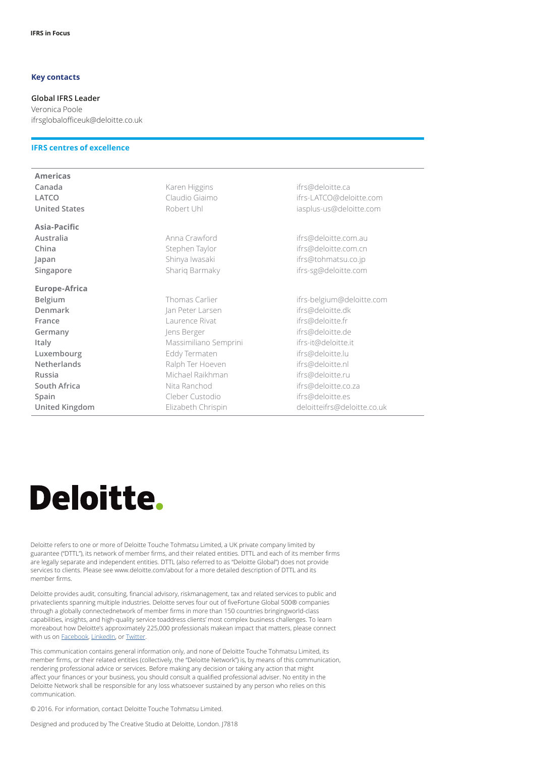## Key contacts

**Global IFRS Leader**
Veronica Poole
ifrsglobalofficeuk@deloitte.co.uk

### IFRS centres of excellence

| | | |
|---|---|---|
| **Americas** | | |
| **Canada** | Karen Higgins | ifrs@deloitte.ca |
| **LATCO** | Claudio Giaimo | ifrs-LATCO@deloitte.com |
| **United States** | Robert Uhl | iasplus-us@deloitte.com |
| **Asia-Pacific** | | |
| **Australia** | Anna Crawford | ifrs@deloitte.com.au |
| **China** | Stephen Taylor | ifrs@deloitte.com.cn |
| **Japan** | Shinya Iwasaki | ifrs@tohmatsu.co.jp |
| **Singapore** | Shariq Barmaky | ifrs-sg@deloitte.com |
| **Europe-Africa** | | |
| **Belgium** | Thomas Carlier | ifrs-belgium@deloitte.com |
| **Denmark** | Jan Peter Larsen | ifrs@deloitte.dk |
| **France** | Laurence Rivat | ifrs@deloitte.fr |
| **Germany** | Jens Berger | ifrs@deloitte.de |
| **Italy** | Massimiliano Semprini | ifrs-it@deloitte.it |
| **Luxembourg** | Eddy Termaten | ifrs@deloitte.lu |
| **Netherlands** | Ralph Ter Hoeven | ifrs@deloitte.nl |
| **Russia** | Michael Raikhman | ifrs@deloitte.ru |
| **South Africa** | Nita Ranchod | ifrs@deloitte.co.za |
| **Spain** | Cleber Custodio | ifrs@deloitte.es |
| **United Kingdom** | Elizabeth Chrispin | deloitteifrs@deloitte.co.uk |

**Deloitte.**

Deloitte refers to one or more of Deloitte Touche Tohmatsu Limited, a UK private company limited by guarantee ("DTTL"), its network of member firms, and their related entities. DTTL and each of its member firms are legally separate and independent entities. DTTL (also referred to as "Deloitte Global") does not provide services to clients. Please see www.deloitte.com/about for a more detailed description of DTTL and its member firms.

Deloitte provides audit, consulting, financial advisory, riskmanagement, tax and related services to public and privateclients spanning multiple industries. Deloitte serves four out of fiveFortune Global 500® companies through a globally connectednetwork of member firms in more than 150 countries bringingworld-class capabilities, insights, and high-quality service toaddress clients' most complex business challenges. To learn moreabout how Deloitte's approximately 225,000 professionals makean impact that matters, please connect with us on Facebook, LinkedIn, or Twitter.

This communication contains general information only, and none of Deloitte Touche Tohmatsu Limited, its member firms, or their related entities (collectively, the "Deloitte Network") is, by means of this communication, rendering professional advice or services. Before making any decision or taking any action that might affect your finances or your business, you should consult a qualified professional adviser. No entity in the Deloitte Network shall be responsible for any loss whatsoever sustained by any person who relies on this communication.

© 2016. For information, contact Deloitte Touche Tohmatsu Limited.

Designed and produced by The Creative Studio at Deloitte, London. J7818